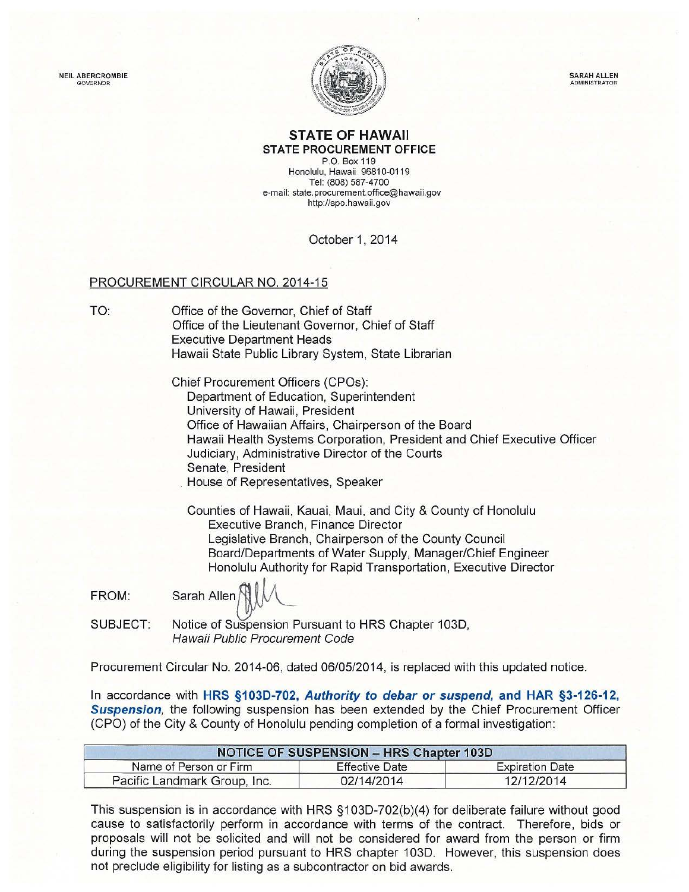NEIL ABERCROMBIE
GOVERNOR

SARAH ALLEN
ADMINISTRATOR

# STATE OF HAWAII
## STATE PROCUREMENT OFFICE

P.O. Box 119
Honolulu, Hawaii 96810-0119
Tel: (808) 587-4700
e-mail: state.procurement.office@hawaii.gov
http://spo.hawaii.gov

October 1, 2014

PROCUREMENT CIRCULAR NO. 2014-15

TO:

Office of the Governor, Chief of Staff
Office of the Lieutenant Governor, Chief of Staff
Executive Department Heads
Hawaii State Public Library System, State Librarian

Chief Procurement Officers (CPOs):
- Department of Education, Superintendent
- University of Hawaii, President
- Office of Hawaiian Affairs, Chairperson of the Board
- Hawaii Health Systems Corporation, President and Chief Executive Officer
- Judiciary, Administrative Director of the Courts
- Senate, President
- House of Representatives, Speaker

Counties of Hawaii, Kauai, Maui, and City & County of Honolulu
- Executive Branch, Finance Director
- Legislative Branch, Chairperson of the County Council
- Board/Departments of Water Supply, Manager/Chief Engineer
- Honolulu Authority for Rapid Transportation, Executive Director

FROM: Sarah Allen

SUBJECT: Notice of Suspension Pursuant to HRS Chapter 103D, *Hawaii Public Procurement Code*

Procurement Circular No. 2014-06, dated 06/05/2014, is replaced with this updated notice.

In accordance with **HRS §103D-702, *Authority to debar or suspend,*** and **HAR §3-126-12, *Suspension*,** the following suspension has been extended by the Chief Procurement Officer (CPO) of the City & County of Honolulu pending completion of a formal investigation:

| NOTICE OF SUSPENSION – HRS Chapter 103D | | |
|---|---|---|
| Name of Person or Firm | Effective Date | Expiration Date |
| Pacific Landmark Group, Inc. | 02/14/2014 | 12/12/2014 |

This suspension is in accordance with HRS §103D-702(b)(4) for deliberate failure without good cause to satisfactorily perform in accordance with terms of the contract. Therefore, bids or proposals will not be solicited and will not be considered for award from the person or firm during the suspension period pursuant to HRS chapter 103D. However, this suspension does not preclude eligibility for listing as a subcontractor on bid awards.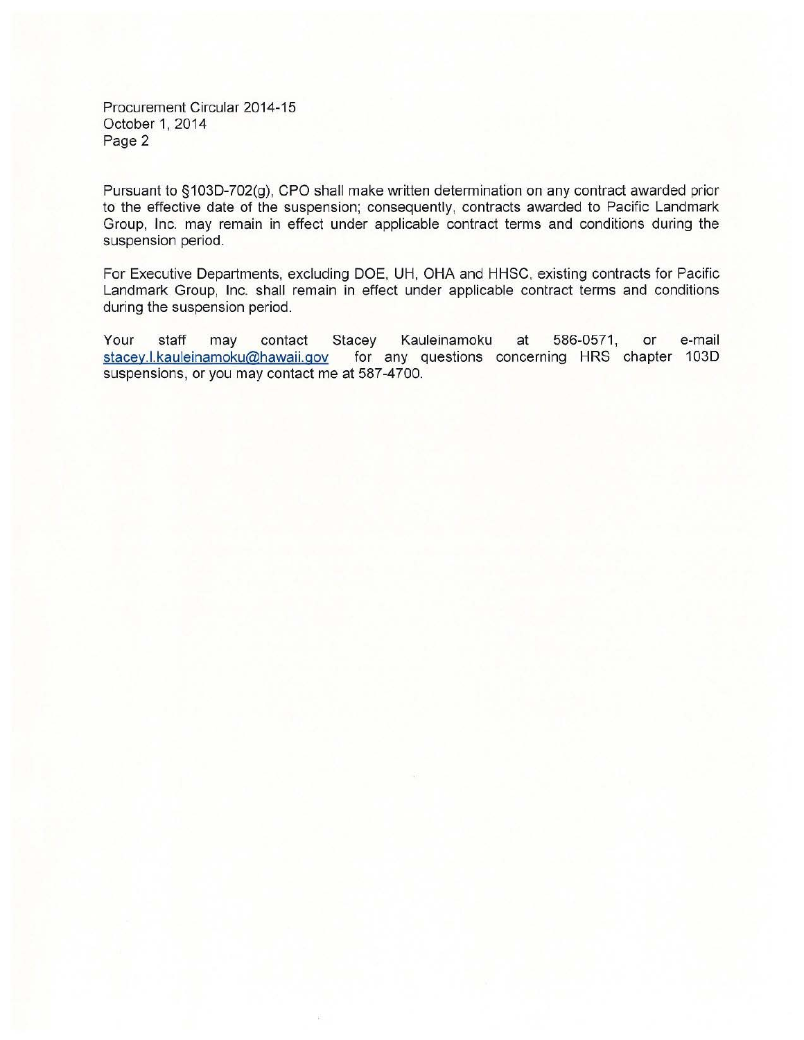Pursuant to §103D-702(g), CPO shall make written determination on any contract awarded prior to the effective date of the suspension; consequently, contracts awarded to Pacific Landmark Group, Inc. may remain in effect under applicable contract terms and conditions during the suspension period.

For Executive Departments, excluding DOE, UH, OHA and HHSC, existing contracts for Pacific Landmark Group, Inc. shall remain in effect under applicable contract terms and conditions during the suspension period.

Your staff may contact Stacey Kauleinamoku at 586-0571, or e-mail stacey.l.kauleinamoku@hawaii.gov for any questions concerning HRS chapter 103D suspensions, or you may contact me at 587-4700.